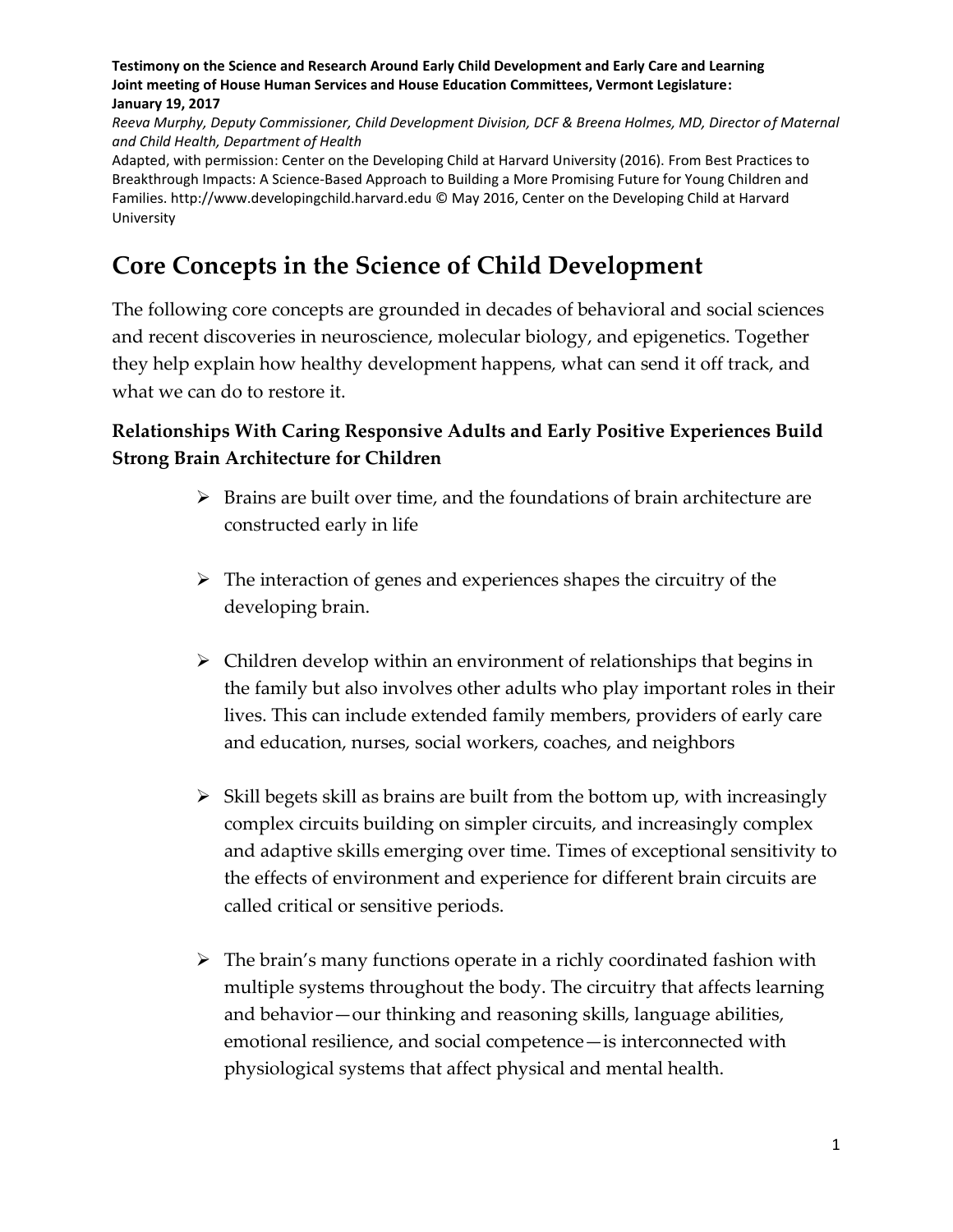**Testimony on the Science and Research Around Early Child Development and Early Care and Learning**
**Joint meeting of House Human Services and House Education Committees, Vermont Legislature: January 19, 2017**

*Reeva Murphy, Deputy Commissioner, Child Development Division, DCF & Breena Holmes, MD, Director of Maternal and Child Health, Department of Health*

Adapted, with permission: Center on the Developing Child at Harvard University (2016). From Best Practices to Breakthrough Impacts: A Science-Based Approach to Building a More Promising Future for Young Children and Families. http://www.developingchild.harvard.edu © May 2016, Center on the Developing Child at Harvard University

# Core Concepts in the Science of Child Development

The following core concepts are grounded in decades of behavioral and social sciences and recent discoveries in neuroscience, molecular biology, and epigenetics. Together they help explain how healthy development happens, what can send it off track, and what we can do to restore it.

### Relationships With Caring Responsive Adults and Early Positive Experiences Build Strong Brain Architecture for Children

- Brains are built over time, and the foundations of brain architecture are constructed early in life
- The interaction of genes and experiences shapes the circuitry of the developing brain.
- Children develop within an environment of relationships that begins in the family but also involves other adults who play important roles in their lives. This can include extended family members, providers of early care and education, nurses, social workers, coaches, and neighbors
- Skill begets skill as brains are built from the bottom up, with increasingly complex circuits building on simpler circuits, and increasingly complex and adaptive skills emerging over time. Times of exceptional sensitivity to the effects of environment and experience for different brain circuits are called critical or sensitive periods.
- The brain's many functions operate in a richly coordinated fashion with multiple systems throughout the body. The circuitry that affects learning and behavior—our thinking and reasoning skills, language abilities, emotional resilience, and social competence—is interconnected with physiological systems that affect physical and mental health.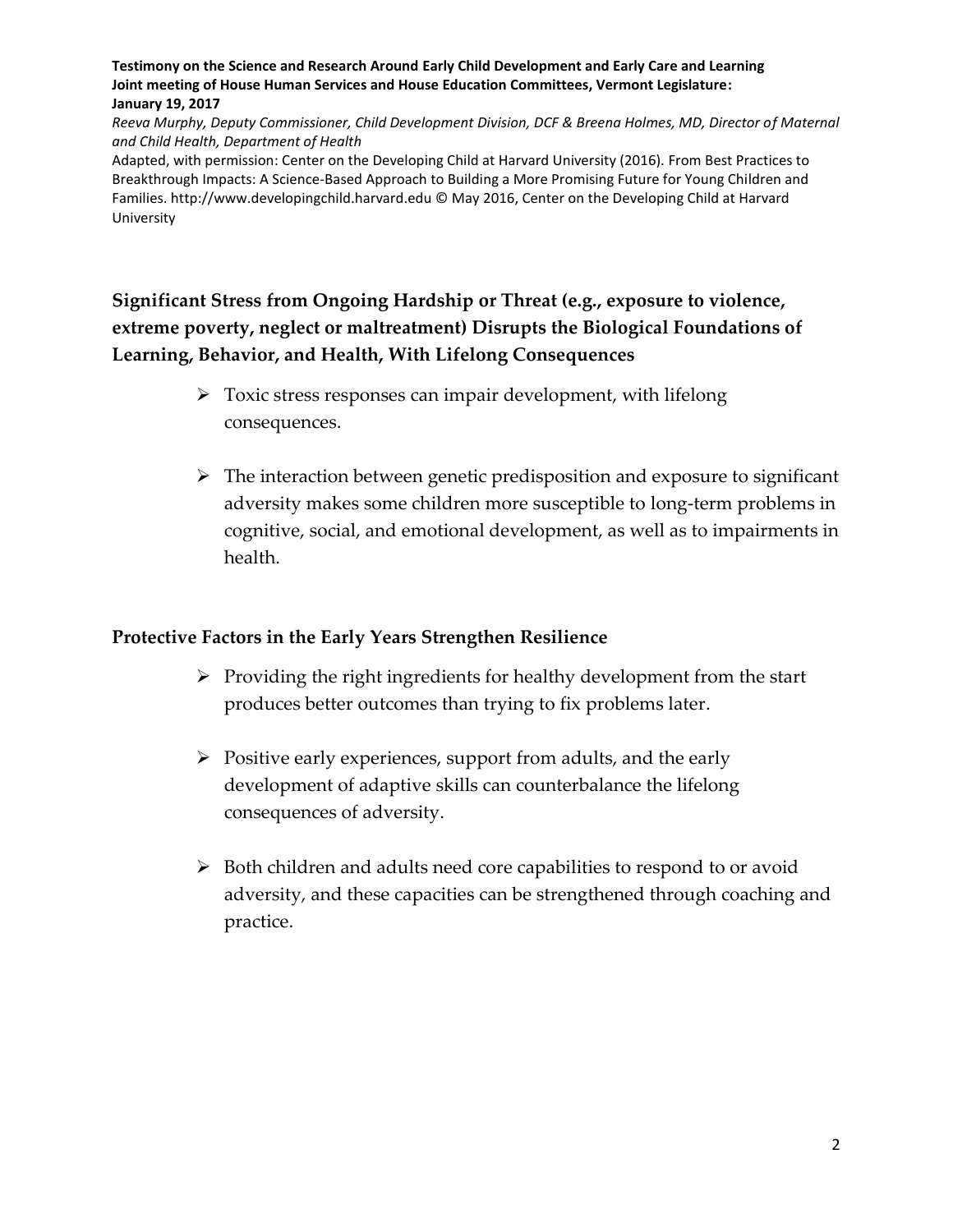**Testimony on the Science and Research Around Early Child Development and Early Care and Learning**
**Joint meeting of House Human Services and House Education Committees, Vermont Legislature: January 19, 2017**

*Reeva Murphy, Deputy Commissioner, Child Development Division, DCF & Breena Holmes, MD, Director of Maternal and Child Health, Department of Health*

Adapted, with permission: Center on the Developing Child at Harvard University (2016). From Best Practices to Breakthrough Impacts: A Science-Based Approach to Building a More Promising Future for Young Children and Families. http://www.developingchild.harvard.edu © May 2016, Center on the Developing Child at Harvard University

## Significant Stress from Ongoing Hardship or Threat (e.g., exposure to violence, extreme poverty, neglect or maltreatment) Disrupts the Biological Foundations of Learning, Behavior, and Health, With Lifelong Consequences

- Toxic stress responses can impair development, with lifelong consequences.
- The interaction between genetic predisposition and exposure to significant adversity makes some children more susceptible to long-term problems in cognitive, social, and emotional development, as well as to impairments in health.

## Protective Factors in the Early Years Strengthen Resilience

- Providing the right ingredients for healthy development from the start produces better outcomes than trying to fix problems later.
- Positive early experiences, support from adults, and the early development of adaptive skills can counterbalance the lifelong consequences of adversity.
- Both children and adults need core capabilities to respond to or avoid adversity, and these capacities can be strengthened through coaching and practice.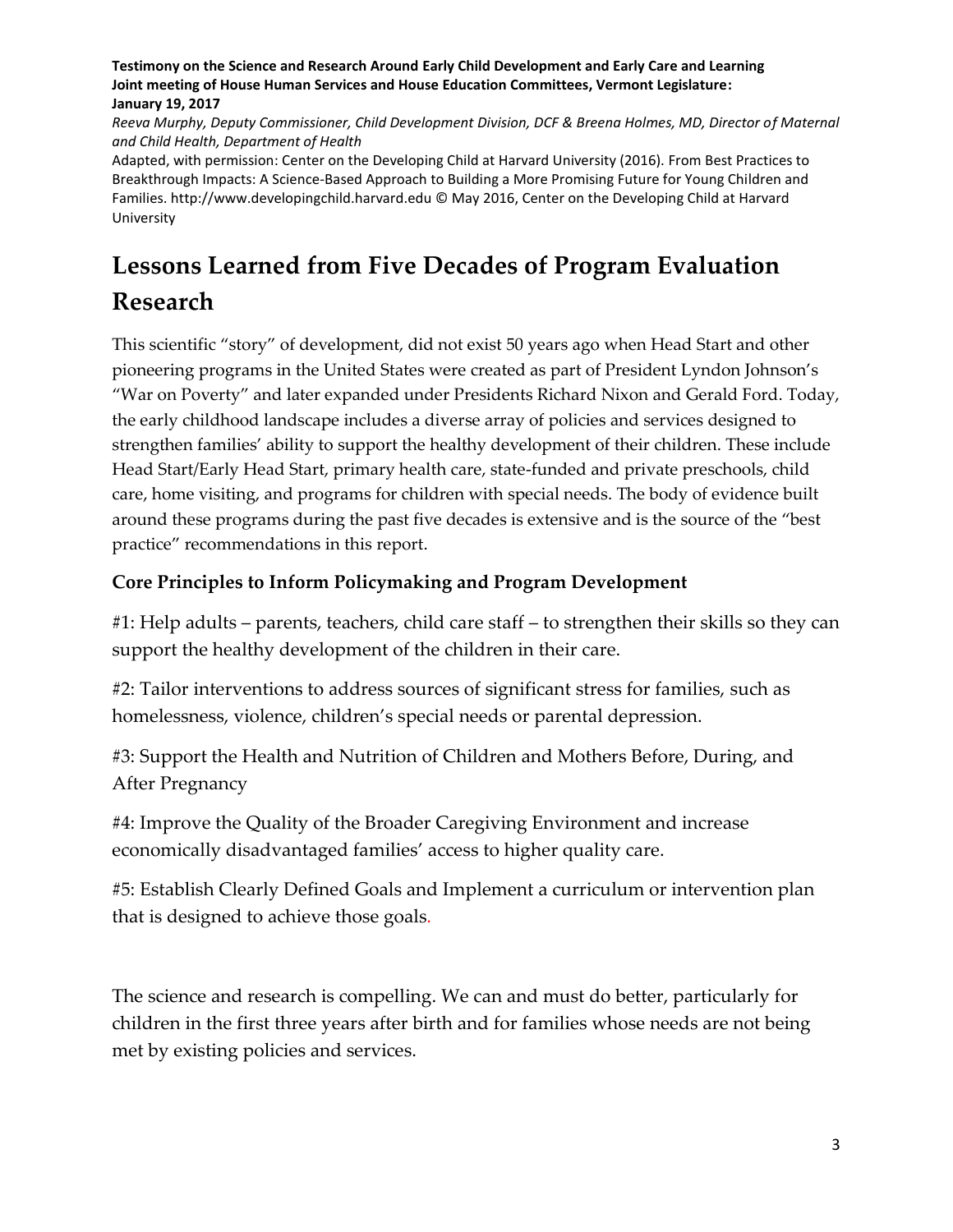**Testimony on the Science and Research Around Early Child Development and Early Care and Learning**
**Joint meeting of House Human Services and House Education Committees, Vermont Legislature:**
**January 19, 2017**

*Reeva Murphy, Deputy Commissioner, Child Development Division, DCF & Breena Holmes, MD, Director of Maternal and Child Health, Department of Health*

Adapted, with permission: Center on the Developing Child at Harvard University (2016). From Best Practices to Breakthrough Impacts: A Science-Based Approach to Building a More Promising Future for Young Children and Families. http://www.developingchild.harvard.edu © May 2016, Center on the Developing Child at Harvard University

# Lessons Learned from Five Decades of Program Evaluation Research

This scientific "story" of development, did not exist 50 years ago when Head Start and other pioneering programs in the United States were created as part of President Lyndon Johnson's "War on Poverty" and later expanded under Presidents Richard Nixon and Gerald Ford. Today, the early childhood landscape includes a diverse array of policies and services designed to strengthen families' ability to support the healthy development of their children. These include Head Start/Early Head Start, primary health care, state-funded and private preschools, child care, home visiting, and programs for children with special needs. The body of evidence built around these programs during the past five decades is extensive and is the source of the "best practice" recommendations in this report.

## Core Principles to Inform Policymaking and Program Development

#1: Help adults – parents, teachers, child care staff – to strengthen their skills so they can support the healthy development of the children in their care.

#2: Tailor interventions to address sources of significant stress for families, such as homelessness, violence, children's special needs or parental depression.

#3: Support the Health and Nutrition of Children and Mothers Before, During, and After Pregnancy

#4: Improve the Quality of the Broader Caregiving Environment and increase economically disadvantaged families' access to higher quality care.

#5: Establish Clearly Defined Goals and Implement a curriculum or intervention plan that is designed to achieve those goals.

The science and research is compelling. We can and must do better, particularly for children in the first three years after birth and for families whose needs are not being met by existing policies and services.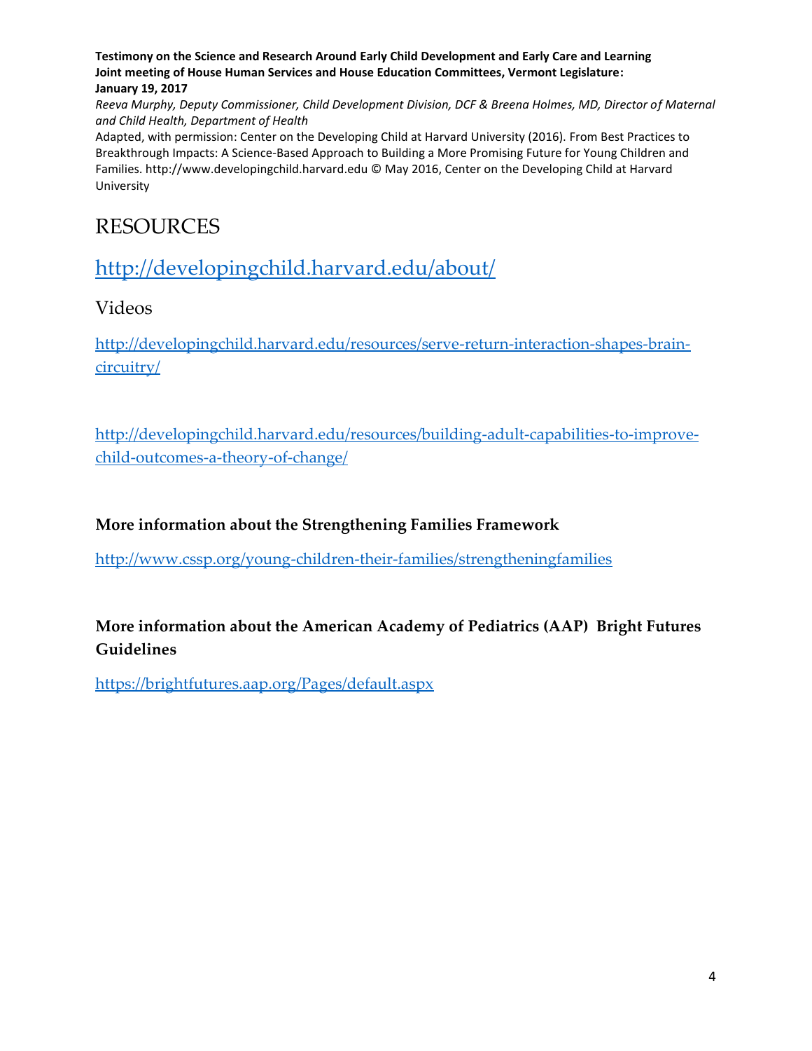**Testimony on the Science and Research Around Early Child Development and Early Care and Learning**
**Joint meeting of House Human Services and House Education Committees, Vermont Legislature:**
**January 19, 2017**

*Reeva Murphy, Deputy Commissioner, Child Development Division, DCF & Breena Holmes, MD, Director of Maternal and Child Health, Department of Health*

Adapted, with permission: Center on the Developing Child at Harvard University (2016). From Best Practices to Breakthrough Impacts: A Science-Based Approach to Building a More Promising Future for Young Children and Families. http://www.developingchild.harvard.edu © May 2016, Center on the Developing Child at Harvard University

# RESOURCES

## http://developingchild.harvard.edu/about/

### Videos

http://developingchild.harvard.edu/resources/serve-return-interaction-shapes-brain-circuitry/

http://developingchild.harvard.edu/resources/building-adult-capabilities-to-improve-child-outcomes-a-theory-of-change/

**More information about the Strengthening Families Framework**

http://www.cssp.org/young-children-their-families/strengtheningfamilies

**More information about the American Academy of Pediatrics (AAP) Bright Futures Guidelines**

https://brightfutures.aap.org/Pages/default.aspx